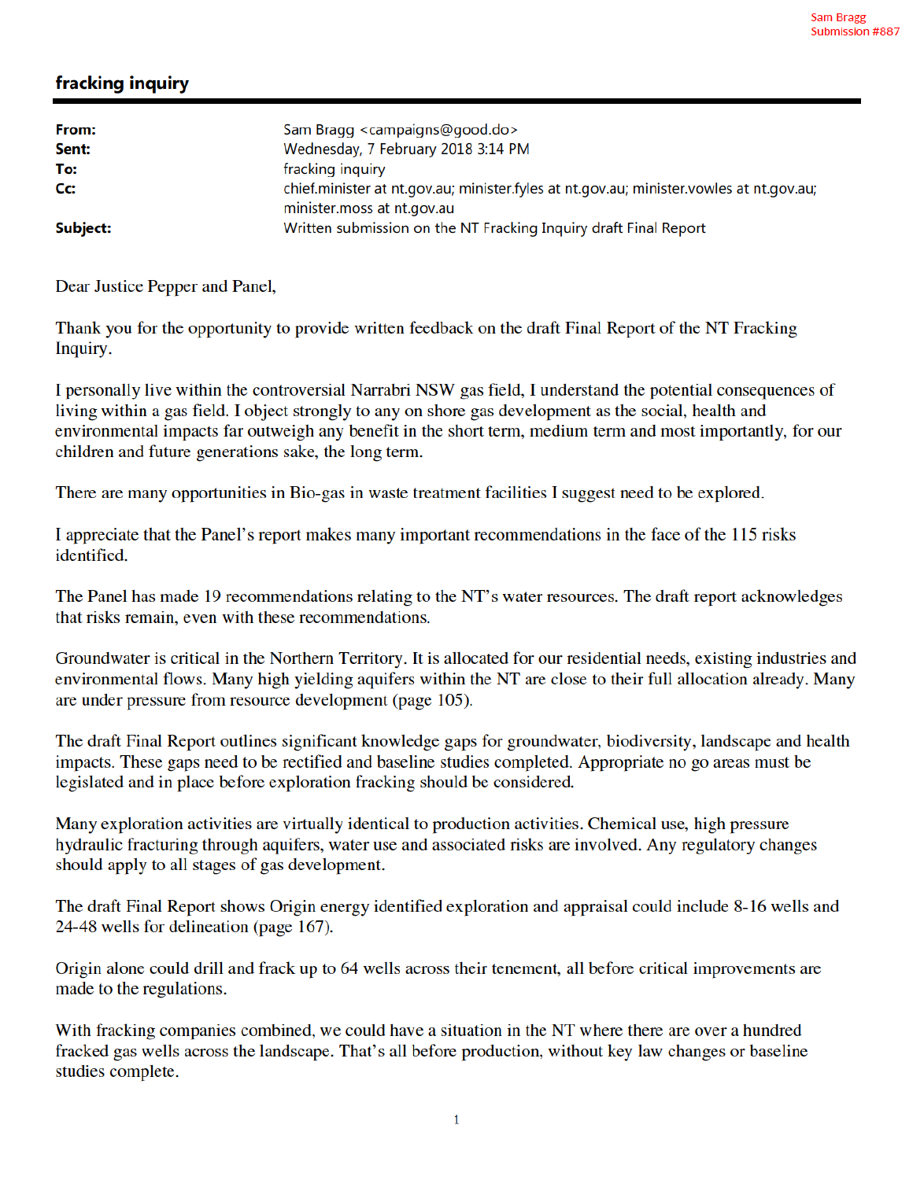Sam Bragg
Submission #887

# fracking inquiry

| | |
|---|---|
| **From:** | Sam Bragg <campaigns@good.do> |
| **Sent:** | Wednesday, 7 February 2018 3:14 PM |
| **To:** | fracking inquiry |
| **Cc:** | chief.minister at nt.gov.au; minister.fyles at nt.gov.au; minister.vowles at nt.gov.au; minister.moss at nt.gov.au |
| **Subject:** | Written submission on the NT Fracking Inquiry draft Final Report |

Dear Justice Pepper and Panel,

Thank you for the opportunity to provide written feedback on the draft Final Report of the NT Fracking Inquiry.

I personally live within the controversial Narrabri NSW gas field, I understand the potential consequences of living within a gas field. I object strongly to any on shore gas development as the social, health and environmental impacts far outweigh any benefit in the short term, medium term and most importantly, for our children and future generations sake, the long term.

There are many opportunities in Bio-gas in waste treatment facilities I suggest need to be explored.

I appreciate that the Panel's report makes many important recommendations in the face of the 115 risks identified.

The Panel has made 19 recommendations relating to the NT's water resources. The draft report acknowledges that risks remain, even with these recommendations.

Groundwater is critical in the Northern Territory. It is allocated for our residential needs, existing industries and environmental flows. Many high yielding aquifers within the NT are close to their full allocation already. Many are under pressure from resource development (page 105).

The draft Final Report outlines significant knowledge gaps for groundwater, biodiversity, landscape and health impacts. These gaps need to be rectified and baseline studies completed. Appropriate no go areas must be legislated and in place before exploration fracking should be considered.

Many exploration activities are virtually identical to production activities. Chemical use, high pressure hydraulic fracturing through aquifers, water use and associated risks are involved. Any regulatory changes should apply to all stages of gas development.

The draft Final Report shows Origin energy identified exploration and appraisal could include 8-16 wells and 24-48 wells for delineation (page 167).

Origin alone could drill and frack up to 64 wells across their tenement, all before critical improvements are made to the regulations.

With fracking companies combined, we could have a situation in the NT where there are over a hundred fracked gas wells across the landscape. That's all before production, without key law changes or baseline studies complete.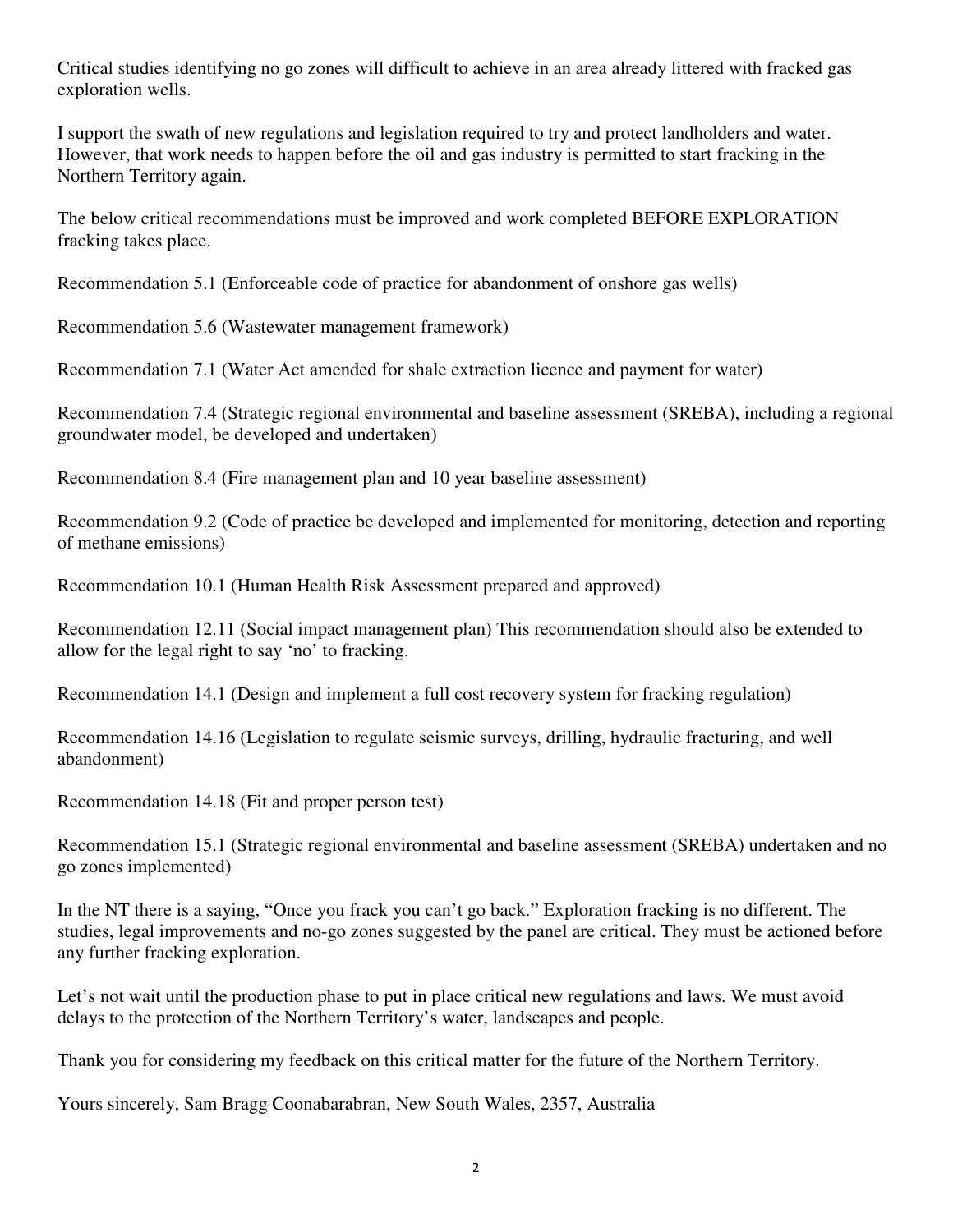Critical studies identifying no go zones will difficult to achieve in an area already littered with fracked gas exploration wells.

I support the swath of new regulations and legislation required to try and protect landholders and water. However, that work needs to happen before the oil and gas industry is permitted to start fracking in the Northern Territory again.

The below critical recommendations must be improved and work completed BEFORE EXPLORATION fracking takes place.

Recommendation 5.1 (Enforceable code of practice for abandonment of onshore gas wells)

Recommendation 5.6 (Wastewater management framework)

Recommendation 7.1 (Water Act amended for shale extraction licence and payment for water)

Recommendation 7.4 (Strategic regional environmental and baseline assessment (SREBA), including a regional groundwater model, be developed and undertaken)

Recommendation 8.4 (Fire management plan and 10 year baseline assessment)

Recommendation 9.2 (Code of practice be developed and implemented for monitoring, detection and reporting of methane emissions)

Recommendation 10.1 (Human Health Risk Assessment prepared and approved)

Recommendation 12.11 (Social impact management plan) This recommendation should also be extended to allow for the legal right to say 'no' to fracking.

Recommendation 14.1 (Design and implement a full cost recovery system for fracking regulation)

Recommendation 14.16 (Legislation to regulate seismic surveys, drilling, hydraulic fracturing, and well abandonment)

Recommendation 14.18 (Fit and proper person test)

Recommendation 15.1 (Strategic regional environmental and baseline assessment (SREBA) undertaken and no go zones implemented)

In the NT there is a saying, "Once you frack you can't go back." Exploration fracking is no different. The studies, legal improvements and no-go zones suggested by the panel are critical. They must be actioned before any further fracking exploration.

Let's not wait until the production phase to put in place critical new regulations and laws. We must avoid delays to the protection of the Northern Territory's water, landscapes and people.

Thank you for considering my feedback on this critical matter for the future of the Northern Territory.

Yours sincerely, Sam Bragg Coonabarabran, New South Wales, 2357, Australia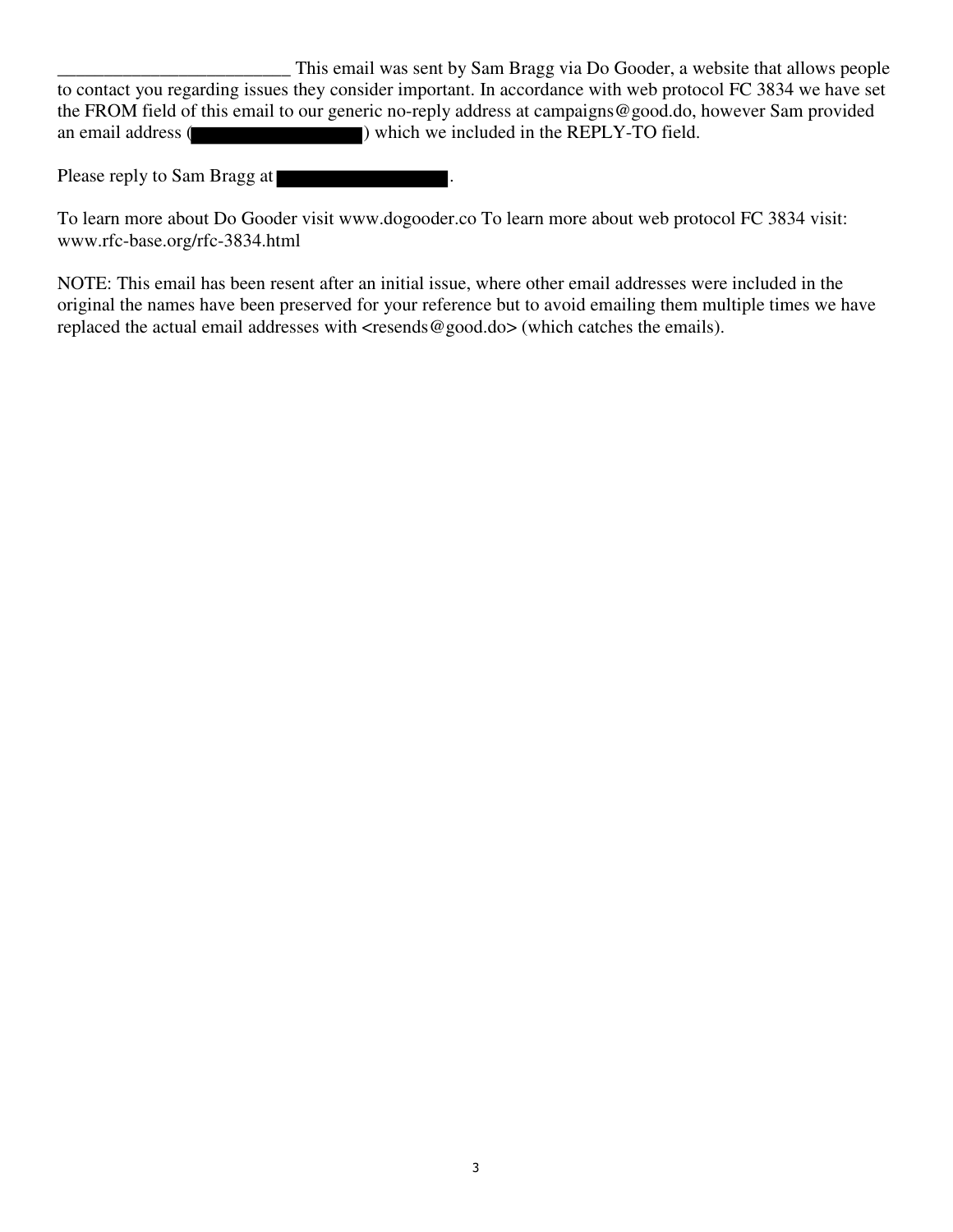_________________________ This email was sent by Sam Bragg via Do Gooder, a website that allows people to contact you regarding issues they consider important. In accordance with web protocol FC 3834 we have set the FROM field of this email to our generic no-reply address at campaigns@good.do, however Sam provided an email address (██████████████) which we included in the REPLY-TO field.

Please reply to Sam Bragg at ██████████████.

To learn more about Do Gooder visit www.dogooder.co To learn more about web protocol FC 3834 visit: www.rfc-base.org/rfc-3834.html

NOTE: This email has been resent after an initial issue, where other email addresses were included in the original the names have been preserved for your reference but to avoid emailing them multiple times we have replaced the actual email addresses with <resends@good.do> (which catches the emails).